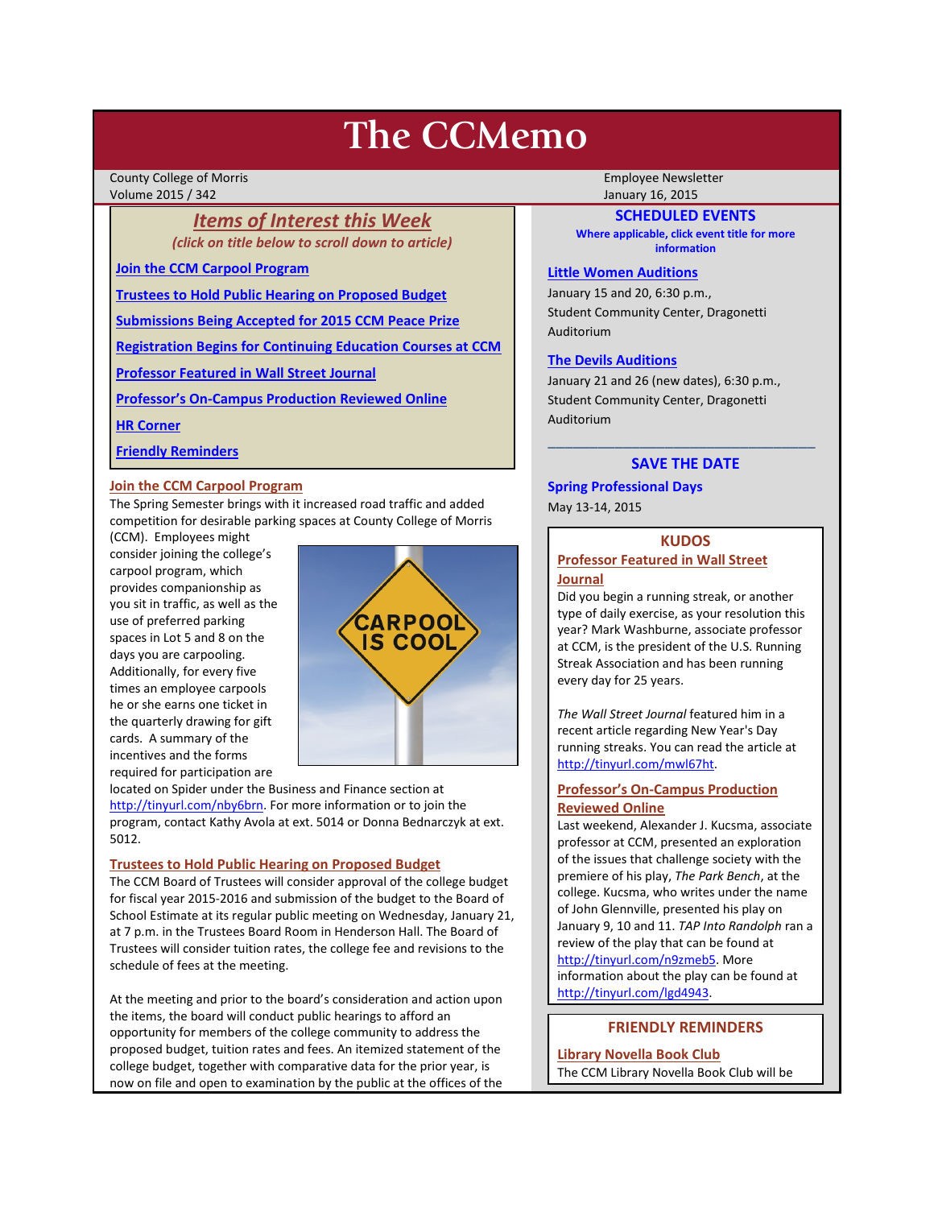# The CCMemo

County College of Morris
Volume 2015 / 342

Employee Newsletter
January 16, 2015

## *Items of Interest this Week*

*(click on title below to scroll down to article)*

- Join the CCM Carpool Program
- Trustees to Hold Public Hearing on Proposed Budget
- Submissions Being Accepted for 2015 CCM Peace Prize
- Registration Begins for Continuing Education Courses at CCM
- Professor Featured in Wall Street Journal
- Professor's On-Campus Production Reviewed Online
- HR Corner
- Friendly Reminders

### Join the CCM Carpool Program

The Spring Semester brings with it increased road traffic and added competition for desirable parking spaces at County College of Morris (CCM). Employees might consider joining the college's carpool program, which provides companionship as you sit in traffic, as well as the use of preferred parking spaces in Lot 5 and 8 on the days you are carpooling. Additionally, for every five times an employee carpools he or she earns one ticket in the quarterly drawing for gift cards. A summary of the incentives and the forms required for participation are located on Spider under the Business and Finance section at http://tinyurl.com/nby6brn. For more information or to join the program, contact Kathy Avola at ext. 5014 or Donna Bednarczyk at ext. 5012.

### Trustees to Hold Public Hearing on Proposed Budget

The CCM Board of Trustees will consider approval of the college budget for fiscal year 2015-2016 and submission of the budget to the Board of School Estimate at its regular public meeting on Wednesday, January 21, at 7 p.m. in the Trustees Board Room in Henderson Hall. The Board of Trustees will consider tuition rates, the college fee and revisions to the schedule of fees at the meeting.

At the meeting and prior to the board's consideration and action upon the items, the board will conduct public hearings to afford an opportunity for members of the college community to address the proposed budget, tuition rates and fees. An itemized statement of the college budget, together with comparative data for the prior year, is now on file and open to examination by the public at the offices of the

## SCHEDULED EVENTS

**Where applicable, click event title for more information**

**Little Women Auditions**
January 15 and 20, 6:30 p.m.,
Student Community Center, Dragonetti Auditorium

**The Devils Auditions**
January 21 and 26 (new dates), 6:30 p.m.,
Student Community Center, Dragonetti Auditorium

---

## SAVE THE DATE

**Spring Professional Days**
May 13-14, 2015

## KUDOS

### Professor Featured in Wall Street Journal

Did you begin a running streak, or another type of daily exercise, as your resolution this year? Mark Washburne, associate professor at CCM, is the president of the U.S. Running Streak Association and has been running every day for 25 years.

*The Wall Street Journal* featured him in a recent article regarding New Year's Day running streaks. You can read the article at http://tinyurl.com/mwl67ht.

### Professor's On-Campus Production Reviewed Online

Last weekend, Alexander J. Kucsma, associate professor at CCM, presented an exploration of the issues that challenge society with the premiere of his play, *The Park Bench*, at the college. Kucsma, who writes under the name of John Glennville, presented his play on January 9, 10 and 11. *TAP Into Randolph* ran a review of the play that can be found at http://tinyurl.com/n9zmeb5. More information about the play can be found at http://tinyurl.com/lgd4943.

## FRIENDLY REMINDERS

### Library Novella Book Club

The CCM Library Novella Book Club will be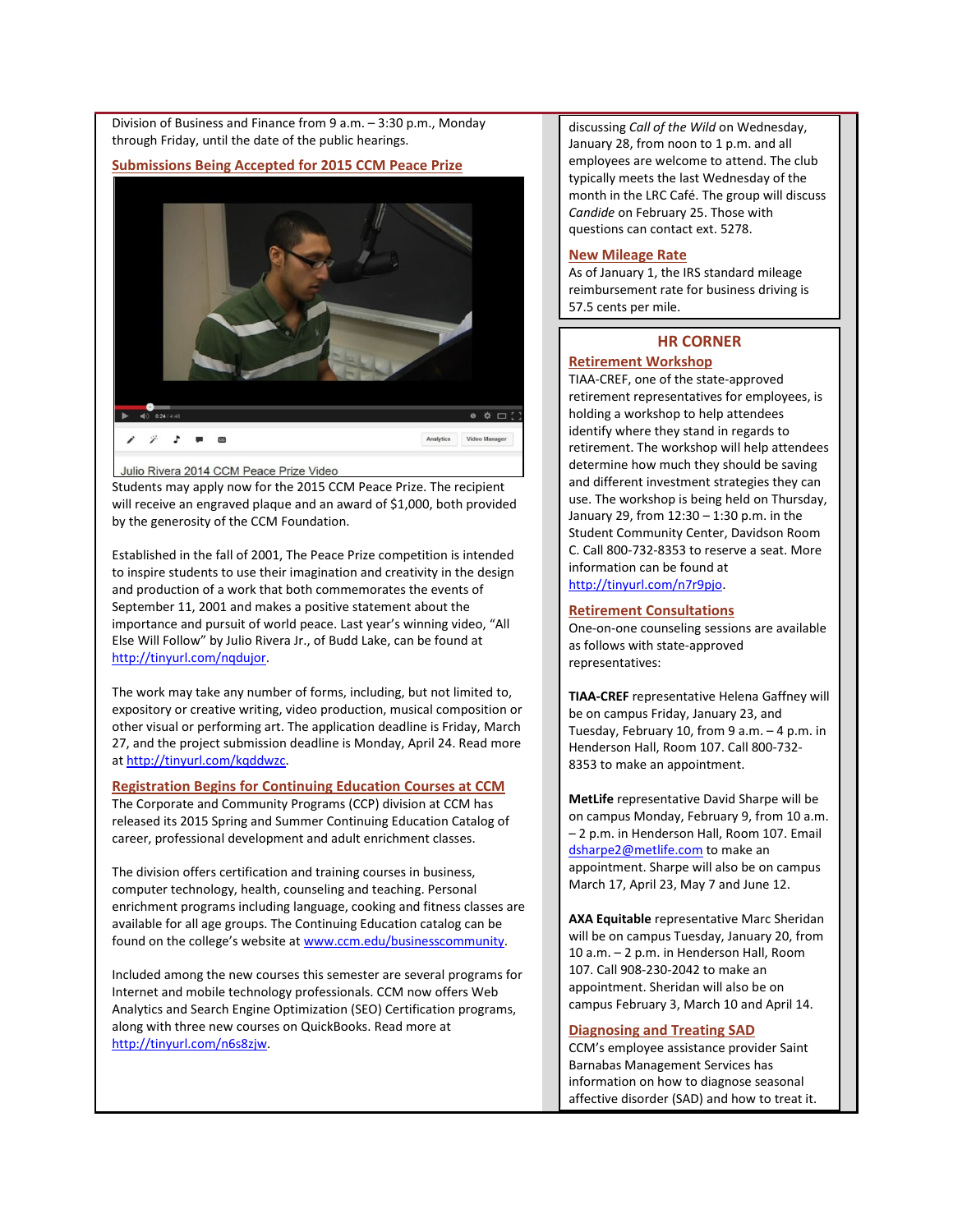Division of Business and Finance from 9 a.m. – 3:30 p.m., Monday through Friday, until the date of the public hearings.

## Submissions Being Accepted for 2015 CCM Peace Prize

Julio Rivera 2014 CCM Peace Prize Video

Students may apply now for the 2015 CCM Peace Prize. The recipient will receive an engraved plaque and an award of $1,000, both provided by the generosity of the CCM Foundation.

Established in the fall of 2001, The Peace Prize competition is intended to inspire students to use their imagination and creativity in the design and production of a work that both commemorates the events of September 11, 2001 and makes a positive statement about the importance and pursuit of world peace. Last year's winning video, "All Else Will Follow" by Julio Rivera Jr., of Budd Lake, can be found at http://tinyurl.com/nqdujor.

The work may take any number of forms, including, but not limited to, expository or creative writing, video production, musical composition or other visual or performing art. The application deadline is Friday, March 27, and the project submission deadline is Monday, April 24. Read more at http://tinyurl.com/kqddwzc.

## Registration Begins for Continuing Education Courses at CCM

The Corporate and Community Programs (CCP) division at CCM has released its 2015 Spring and Summer Continuing Education Catalog of career, professional development and adult enrichment classes.

The division offers certification and training courses in business, computer technology, health, counseling and teaching. Personal enrichment programs including language, cooking and fitness classes are available for all age groups. The Continuing Education catalog can be found on the college's website at www.ccm.edu/businesscommunity.

Included among the new courses this semester are several programs for Internet and mobile technology professionals. CCM now offers Web Analytics and Search Engine Optimization (SEO) Certification programs, along with three new courses on QuickBooks. Read more at http://tinyurl.com/n6s8zjw.

discussing *Call of the Wild* on Wednesday, January 28, from noon to 1 p.m. and all employees are welcome to attend. The club typically meets the last Wednesday of the month in the LRC Café. The group will discuss *Candide* on February 25. Those with questions can contact ext. 5278.

## New Mileage Rate

As of January 1, the IRS standard mileage reimbursement rate for business driving is 57.5 cents per mile.

# HR CORNER

## Retirement Workshop

TIAA-CREF, one of the state-approved retirement representatives for employees, is holding a workshop to help attendees identify where they stand in regards to retirement. The workshop will help attendees determine how much they should be saving and different investment strategies they can use. The workshop is being held on Thursday, January 29, from 12:30 – 1:30 p.m. in the Student Community Center, Davidson Room C. Call 800-732-8353 to reserve a seat. More information can be found at http://tinyurl.com/n7r9pjo.

## Retirement Consultations

One-on-one counseling sessions are available as follows with state-approved representatives:

**TIAA-CREF** representative Helena Gaffney will be on campus Friday, January 23, and Tuesday, February 10, from 9 a.m. – 4 p.m. in Henderson Hall, Room 107. Call 800-732-8353 to make an appointment.

**MetLife** representative David Sharpe will be on campus Monday, February 9, from 10 a.m. – 2 p.m. in Henderson Hall, Room 107. Email dsharpe2@metlife.com to make an appointment. Sharpe will also be on campus March 17, April 23, May 7 and June 12.

**AXA Equitable** representative Marc Sheridan will be on campus Tuesday, January 20, from 10 a.m. – 2 p.m. in Henderson Hall, Room 107. Call 908-230-2042 to make an appointment. Sheridan will also be on campus February 3, March 10 and April 14.

## Diagnosing and Treating SAD

CCM's employee assistance provider Saint Barnabas Management Services has information on how to diagnose seasonal affective disorder (SAD) and how to treat it.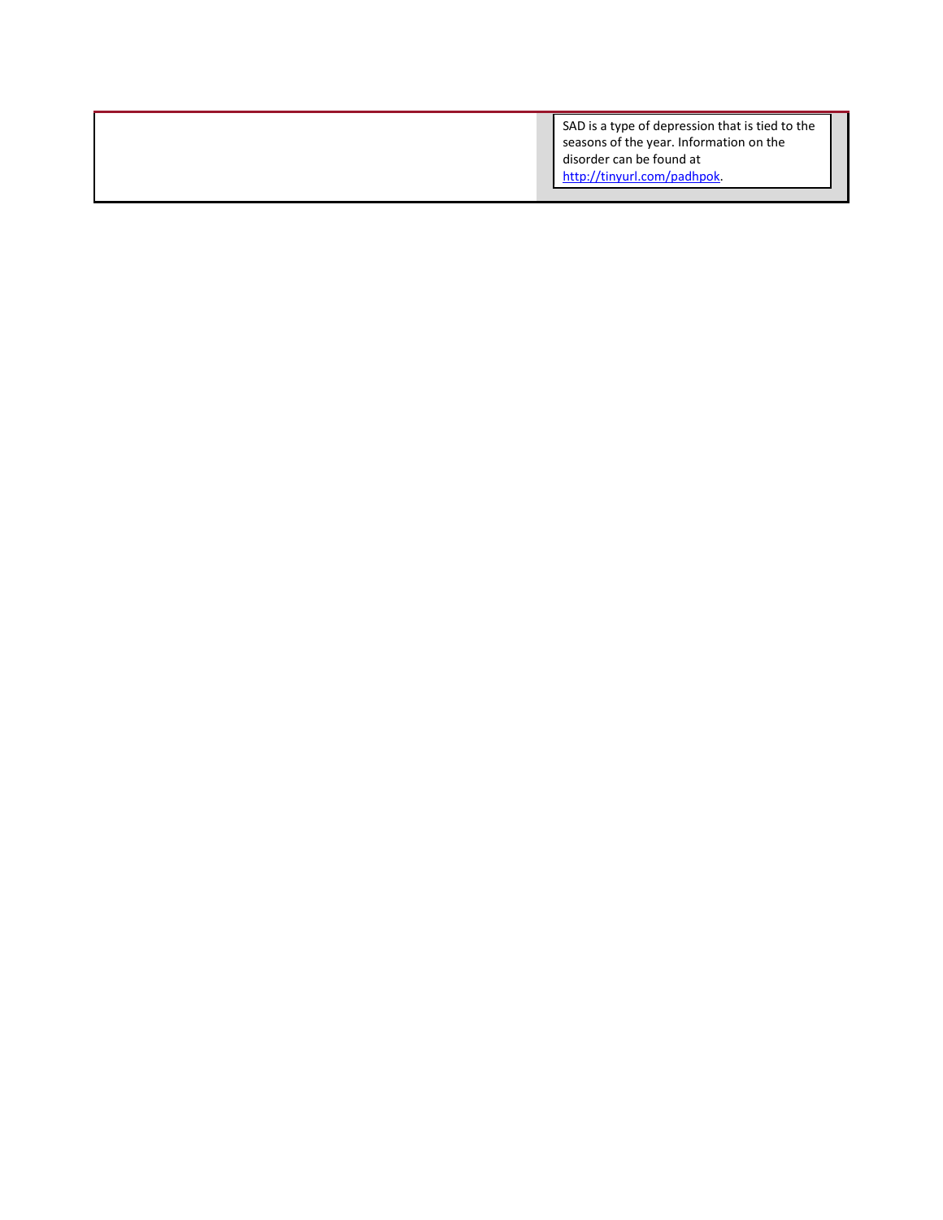SAD is a type of depression that is tied to the seasons of the year. Information on the disorder can be found at [http://tinyurl.com/padhpok](http://tinyurl.com/padhpok).